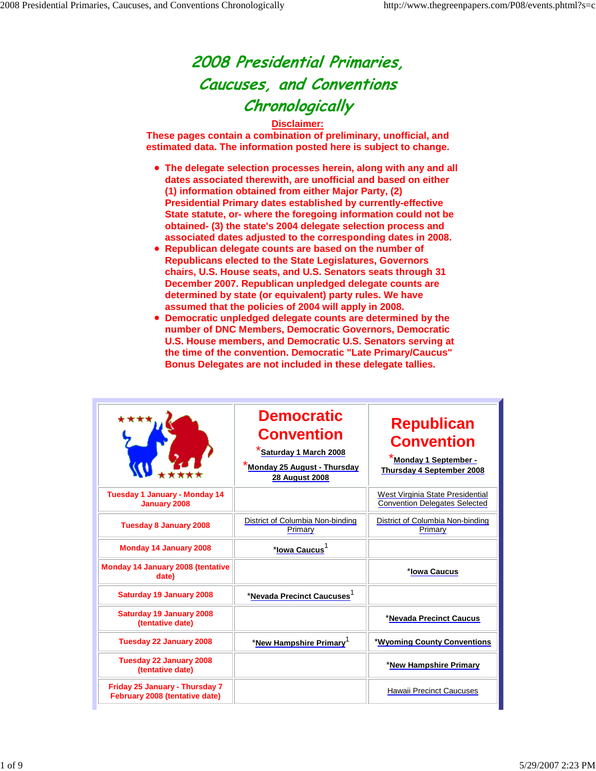# 2008 Presidential Primaries, Caucuses, and Conventions Chronologically

**Disclaimer:**

**These pages contain a combination of preliminary, unofficial, and estimated data. The information posted here is subject to change.**

- **The delegate selection processes herein, along with any and all dates associated therewith, are unofficial and based on either (1) information obtained from either Major Party, (2) Presidential Primary dates established by currently-effective State statute, or- where the foregoing information could not be obtained- (3) the state's 2004 delegate selection process and associated dates adjusted to the corresponding dates in 2008.**
- **Republican delegate counts are based on the number of Republicans elected to the State Legislatures, Governors chairs, U.S. House seats, and U.S. Senators seats through 31 December 2007. Republican unpledged delegate counts are determined by state (or equivalent) party rules. We have assumed that the policies of 2004 will apply in 2008.**
- **Democratic unpledged delegate counts are determined by the number of DNC Members, Democratic Governors, Democratic U.S. House members, and Democratic U.S. Senators serving at the time of the convention. Democratic "Late Primary/Caucus" Bonus Delegates are not included in these delegate tallies.**

| | **Democratic Convention**<br>***Saturday 1 March 2008**<br>***Monday 25 August - Thursday 28 August 2008** | **Republican Convention**<br>***Monday 1 September - Thursday 4 September 2008** |
|---|---|---|
| **Tuesday 1 January - Monday 14 January 2008** | | West Virginia State Presidential Convention Delegates Selected |
| **Tuesday 8 January 2008** | District of Columbia Non-binding Primary | District of Columbia Non-binding Primary |
| **Monday 14 January 2008** | ***Iowa Caucus**[1] | |
| **Monday 14 January 2008 (tentative date)** | | ***Iowa Caucus** |
| **Saturday 19 January 2008** | ***Nevada Precinct Caucuses**[1] | |
| **Saturday 19 January 2008 (tentative date)** | | ***Nevada Precinct Caucus** |
| **Tuesday 22 January 2008** | ***New Hampshire Primary**[1] | ***Wyoming County Conventions** |
| **Tuesday 22 January 2008 (tentative date)** | | ***New Hampshire Primary** |
| **Friday 25 January - Thursday 7 February 2008 (tentative date)** | | Hawaii Precinct Caucuses |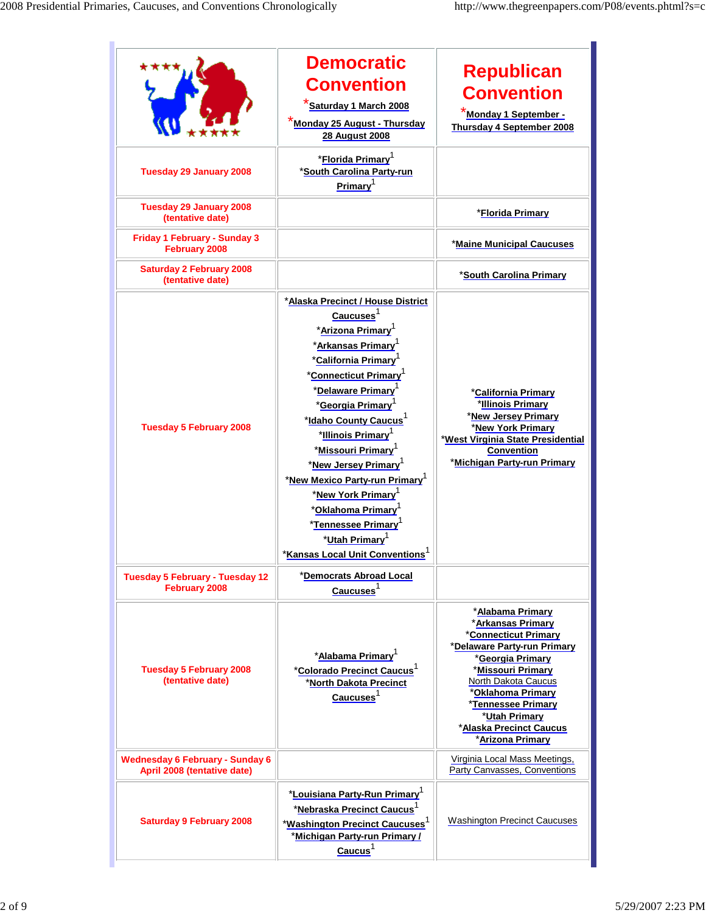| | Democratic Convention *Saturday 1 March 2008 *Monday 25 August - Thursday 28 August 2008 | Republican Convention *Monday 1 September - Thursday 4 September 2008 |
|---|---|---|
| Tuesday 29 January 2008 | *Florida Primary[1] *South Carolina Party-run Primary[1] | |
| Tuesday 29 January 2008 (tentative date) | | *Florida Primary |
| Friday 1 February - Sunday 3 February 2008 | | *Maine Municipal Caucuses |
| Saturday 2 February 2008 (tentative date) | | *South Carolina Primary |
| Tuesday 5 February 2008 | *Alaska Precinct / House District Caucuses[1] *Arizona Primary[1] *Arkansas Primary[1] *California Primary[1] *Connecticut Primary[1] *Delaware Primary[1] *Georgia Primary[1] *Idaho County Caucus[1] *Illinois Primary[1] *Missouri Primary[1] *New Jersey Primary[1] *New Mexico Party-run Primary[1] *New York Primary[1] *Oklahoma Primary[1] *Tennessee Primary[1] *Utah Primary[1] *Kansas Local Unit Conventions[1] | *California Primary *Illinois Primary *New Jersey Primary *New York Primary *West Virginia State Presidential Convention *Michigan Party-run Primary |
| Tuesday 5 February - Tuesday 12 February 2008 | *Democrats Abroad Local Caucuses[1] | |
| Tuesday 5 February 2008 (tentative date) | *Alabama Primary[1] *Colorado Precinct Caucus[1] *North Dakota Precinct Caucuses[1] | *Alabama Primary *Arkansas Primary *Connecticut Primary *Delaware Party-run Primary *Georgia Primary *Missouri Primary North Dakota Caucus *Oklahoma Primary *Tennessee Primary *Utah Primary *Alaska Precinct Caucus *Arizona Primary |
| Wednesday 6 February - Sunday 6 April 2008 (tentative date) | | Virginia Local Mass Meetings, Party Canvasses, Conventions |
| Saturday 9 February 2008 | *Louisiana Party-Run Primary[1] *Nebraska Precinct Caucus[1] *Washington Precinct Caucuses[1] *Michigan Party-run Primary / Caucus[1] | Washington Precinct Caucuses |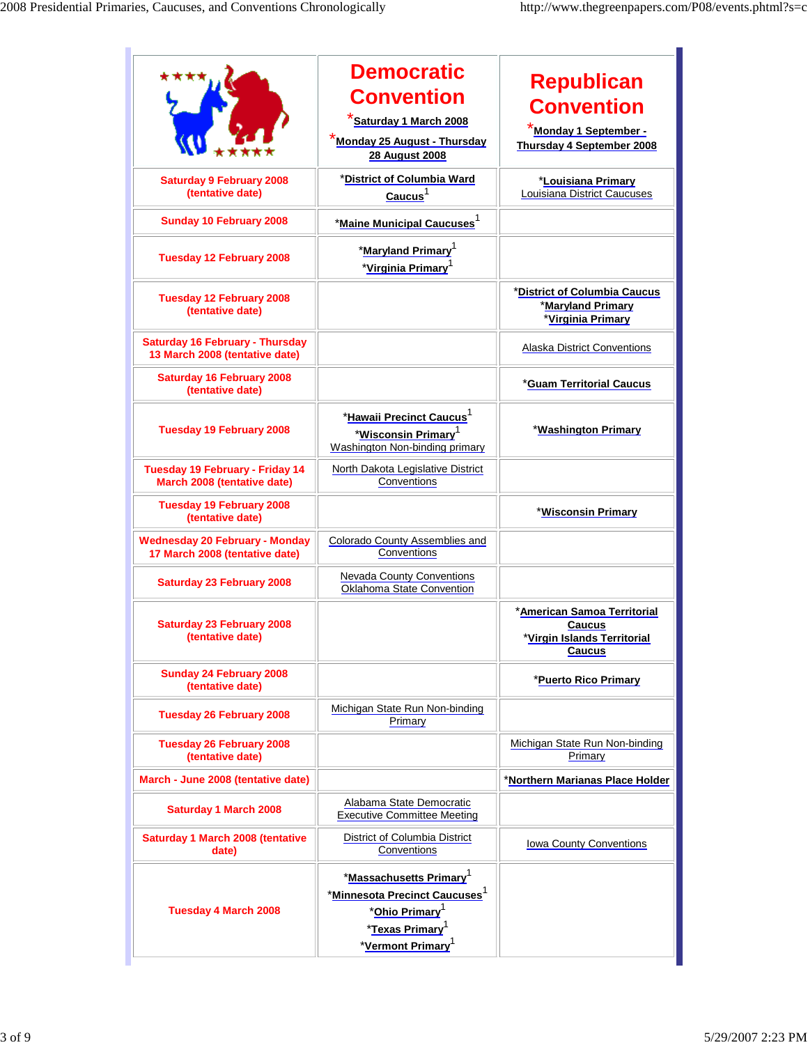| | Democratic Convention *Saturday 1 March 2008 *Monday 25 August - Thursday 28 August 2008 | Republican Convention *Monday 1 September - Thursday 4 September 2008 |
|---|---|---|
| Saturday 9 February 2008 (tentative date) | *District of Columbia Ward Caucus[1] | *Louisiana Primary Louisiana District Caucuses |
| Sunday 10 February 2008 | *Maine Municipal Caucuses[1] | |
| Tuesday 12 February 2008 | *Maryland Primary[1] *Virginia Primary[1] | |
| Tuesday 12 February 2008 (tentative date) | | *District of Columbia Caucus *Maryland Primary *Virginia Primary |
| Saturday 16 February - Thursday 13 March 2008 (tentative date) | | Alaska District Conventions |
| Saturday 16 February 2008 (tentative date) | | *Guam Territorial Caucus |
| Tuesday 19 February 2008 | *Hawaii Precinct Caucus[1] *Wisconsin Primary[1] Washington Non-binding primary | *Washington Primary |
| Tuesday 19 February - Friday 14 March 2008 (tentative date) | North Dakota Legislative District Conventions | |
| Tuesday 19 February 2008 (tentative date) | | *Wisconsin Primary |
| Wednesday 20 February - Monday 17 March 2008 (tentative date) | Colorado County Assemblies and Conventions | |
| Saturday 23 February 2008 | Nevada County Conventions Oklahoma State Convention | |
| Saturday 23 February 2008 (tentative date) | | *American Samoa Territorial Caucus *Virgin Islands Territorial Caucus |
| Sunday 24 February 2008 (tentative date) | | *Puerto Rico Primary |
| Tuesday 26 February 2008 | Michigan State Run Non-binding Primary | |
| Tuesday 26 February 2008 (tentative date) | | Michigan State Run Non-binding Primary |
| March - June 2008 (tentative date) | | *Northern Marianas Place Holder |
| Saturday 1 March 2008 | Alabama State Democratic Executive Committee Meeting | |
| Saturday 1 March 2008 (tentative date) | District of Columbia District Conventions | Iowa County Conventions |
| Tuesday 4 March 2008 | *Massachusetts Primary[1] *Minnesota Precinct Caucuses[1] *Ohio Primary[1] *Texas Primary[1] *Vermont Primary[1] | |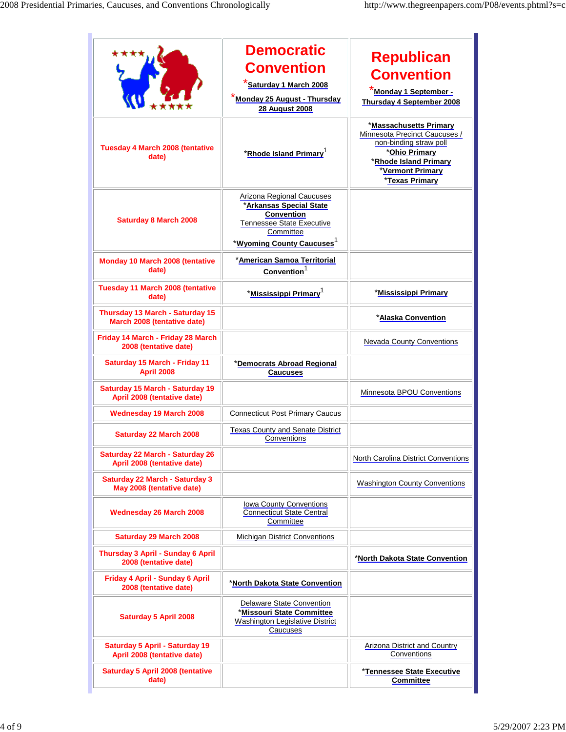| | Democratic Convention *Saturday 1 March 2008 *Monday 25 August - Thursday 28 August 2008 | Republican Convention *Monday 1 September - Thursday 4 September 2008 |
|---|---|---|
| Tuesday 4 March 2008 (tentative date) | ***Rhode Island Primary**[1] | ***Massachusetts Primary** Minnesota Precinct Caucuses / non-binding straw poll ***Ohio Primary** ***Rhode Island Primary** ***Vermont Primary** ***Texas Primary** |
| Saturday 8 March 2008 | Arizona Regional Caucuses ***Arkansas Special State Convention** Tennessee State Executive Committee ***Wyoming County Caucuses**[1] | |
| Monday 10 March 2008 (tentative date) | ***American Samoa Territorial Convention**[1] | |
| Tuesday 11 March 2008 (tentative date) | ***Mississippi Primary**[1] | ***Mississippi Primary** |
| Thursday 13 March - Saturday 15 March 2008 (tentative date) | | ***Alaska Convention** |
| Friday 14 March - Friday 28 March 2008 (tentative date) | | Nevada County Conventions |
| Saturday 15 March - Friday 11 April 2008 | ***Democrats Abroad Regional Caucuses** | |
| Saturday 15 March - Saturday 19 April 2008 (tentative date) | | Minnesota BPOU Conventions |
| Wednesday 19 March 2008 | Connecticut Post Primary Caucus | |
| Saturday 22 March 2008 | Texas County and Senate District Conventions | |
| Saturday 22 March - Saturday 26 April 2008 (tentative date) | | North Carolina District Conventions |
| Saturday 22 March - Saturday 3 May 2008 (tentative date) | | Washington County Conventions |
| Wednesday 26 March 2008 | Iowa County Conventions Connecticut State Central Committee | |
| Saturday 29 March 2008 | Michigan District Conventions | |
| Thursday 3 April - Sunday 6 April 2008 (tentative date) | | ***North Dakota State Convention** |
| Friday 4 April - Sunday 6 April 2008 (tentative date) | ***North Dakota State Convention** | |
| Saturday 5 April 2008 | Delaware State Convention ***Missouri State Committee** Washington Legislative District Caucuses | |
| Saturday 5 April - Saturday 19 April 2008 (tentative date) | | Arizona District and Country Conventions |
| Saturday 5 April 2008 (tentative date) | | ***Tennessee State Executive Committee** |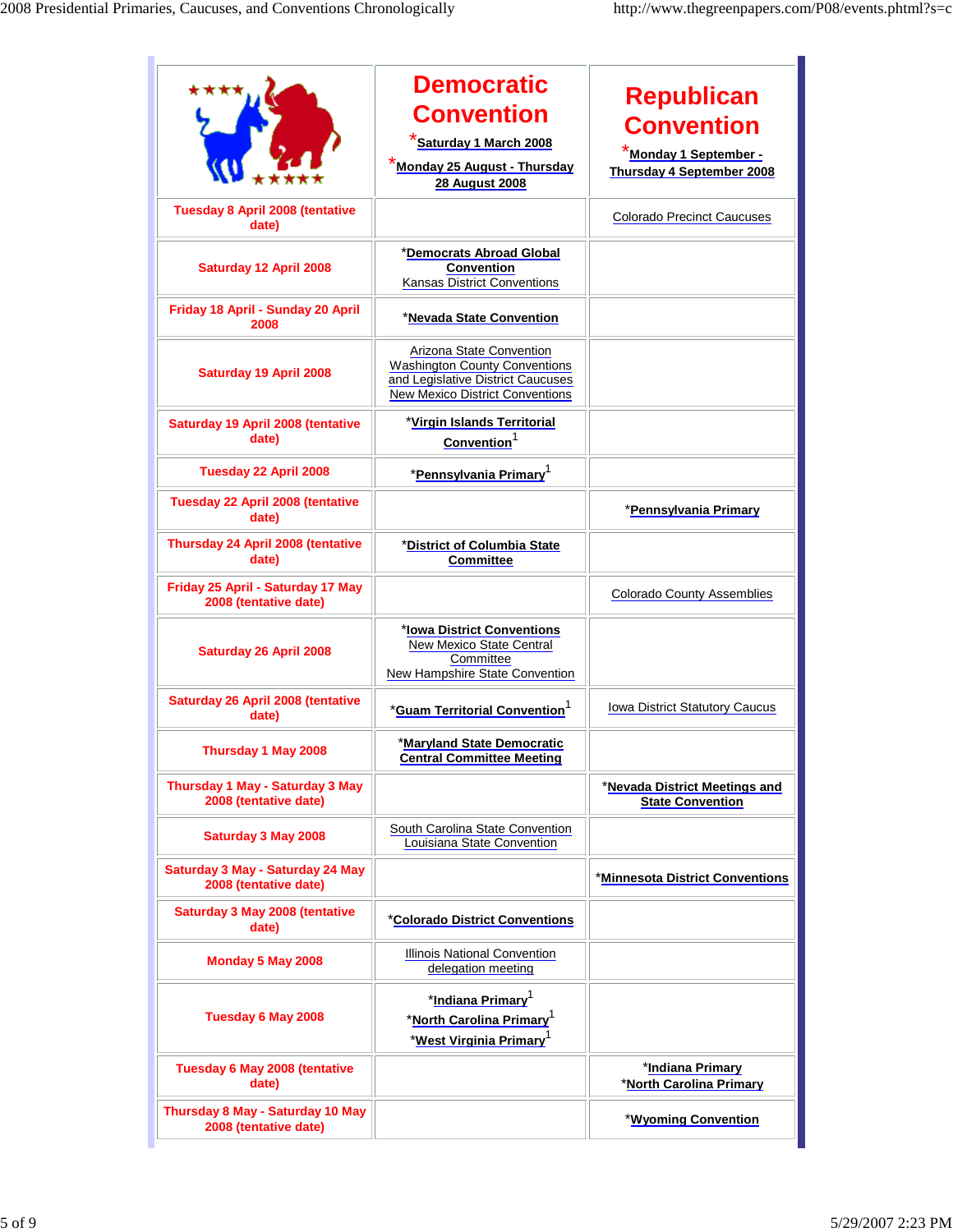| | Democratic Convention *Saturday 1 March 2008 *Monday 25 August - Thursday 28 August 2008 | Republican Convention *Monday 1 September - Thursday 4 September 2008 |
|---|---|---|
| Tuesday 8 April 2008 (tentative date) | | Colorado Precinct Caucuses |
| Saturday 12 April 2008 | *Democrats Abroad Global Convention<br>Kansas District Conventions | |
| Friday 18 April - Sunday 20 April 2008 | *Nevada State Convention | |
| Saturday 19 April 2008 | Arizona State Convention<br>Washington County Conventions and Legislative District Caucuses<br>New Mexico District Conventions | |
| Saturday 19 April 2008 (tentative date) | *Virgin Islands Territorial Convention[1] | |
| Tuesday 22 April 2008 | *Pennsylvania Primary[1] | |
| Tuesday 22 April 2008 (tentative date) | | *Pennsylvania Primary |
| Thursday 24 April 2008 (tentative date) | *District of Columbia State Committee | |
| Friday 25 April - Saturday 17 May 2008 (tentative date) | | Colorado County Assemblies |
| Saturday 26 April 2008 | *Iowa District Conventions<br>New Mexico State Central Committee<br>New Hampshire State Convention | |
| Saturday 26 April 2008 (tentative date) | *Guam Territorial Convention[1] | Iowa District Statutory Caucus |
| Thursday 1 May 2008 | *Maryland State Democratic Central Committee Meeting | |
| Thursday 1 May - Saturday 3 May 2008 (tentative date) | | *Nevada District Meetings and State Convention |
| Saturday 3 May 2008 | South Carolina State Convention<br>Louisiana State Convention | |
| Saturday 3 May - Saturday 24 May 2008 (tentative date) | | *Minnesota District Conventions |
| Saturday 3 May 2008 (tentative date) | *Colorado District Conventions | |
| Monday 5 May 2008 | Illinois National Convention delegation meeting | |
| Tuesday 6 May 2008 | *Indiana Primary[1]<br>*North Carolina Primary[1]<br>*West Virginia Primary[1] | |
| Tuesday 6 May 2008 (tentative date) | | *Indiana Primary<br>*North Carolina Primary |
| Thursday 8 May - Saturday 10 May 2008 (tentative date) | | *Wyoming Convention |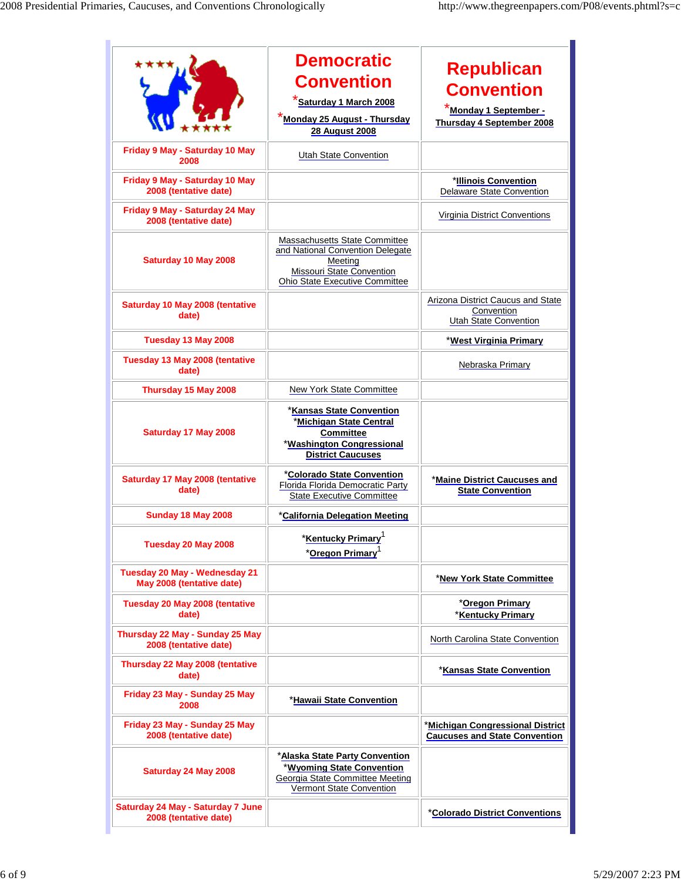| | Democratic Convention<br>*Saturday 1 March 2008<br>*Monday 25 August - Thursday 28 August 2008 | Republican Convention<br>*Monday 1 September - Thursday 4 September 2008 |
|---|---|---|
| Friday 9 May - Saturday 10 May 2008 | Utah State Convention | |
| Friday 9 May - Saturday 10 May 2008 (tentative date) | | *Illinois Convention<br>Delaware State Convention |
| Friday 9 May - Saturday 24 May 2008 (tentative date) | | Virginia District Conventions |
| Saturday 10 May 2008 | Massachusetts State Committee and National Convention Delegate Meeting<br>Missouri State Convention<br>Ohio State Executive Committee | |
| Saturday 10 May 2008 (tentative date) | | Arizona District Caucus and State Convention<br>Utah State Convention |
| Tuesday 13 May 2008 | | *West Virginia Primary |
| Tuesday 13 May 2008 (tentative date) | | Nebraska Primary |
| Thursday 15 May 2008 | New York State Committee | |
| Saturday 17 May 2008 | *Kansas State Convention<br>*Michigan State Central Committee<br>*Washington Congressional District Caucuses | |
| Saturday 17 May 2008 (tentative date) | *Colorado State Convention<br>Florida Florida Democratic Party State Executive Committee | *Maine District Caucuses and State Convention |
| Sunday 18 May 2008 | *California Delegation Meeting | |
| Tuesday 20 May 2008 | *Kentucky Primary[1]<br>*Oregon Primary[1] | |
| Tuesday 20 May - Wednesday 21 May 2008 (tentative date) | | *New York State Committee |
| Tuesday 20 May 2008 (tentative date) | | *Oregon Primary<br>*Kentucky Primary |
| Thursday 22 May - Sunday 25 May 2008 (tentative date) | | North Carolina State Convention |
| Thursday 22 May 2008 (tentative date) | | *Kansas State Convention |
| Friday 23 May - Sunday 25 May 2008 | *Hawaii State Convention | |
| Friday 23 May - Sunday 25 May 2008 (tentative date) | | *Michigan Congressional District Caucuses and State Convention |
| Saturday 24 May 2008 | *Alaska State Party Convention<br>*Wyoming State Convention<br>Georgia State Committee Meeting<br>Vermont State Convention | |
| Saturday 24 May - Saturday 7 June 2008 (tentative date) | | *Colorado District Conventions |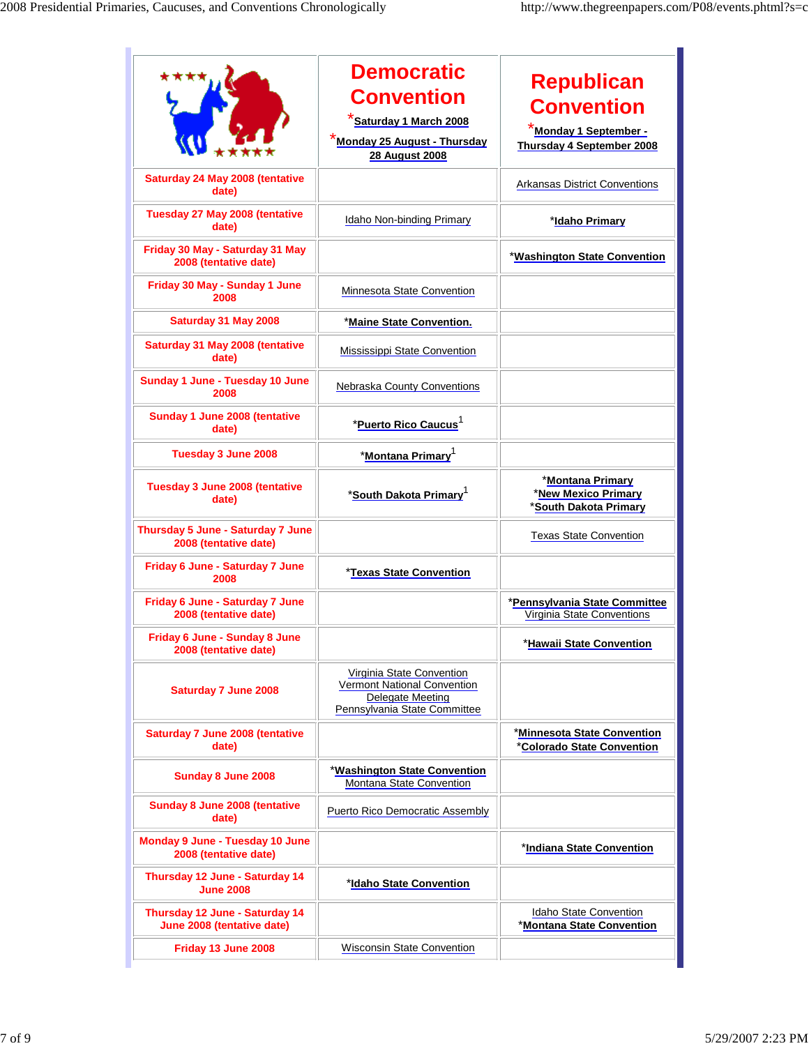| | Democratic Convention<br>*Saturday 1 March 2008<br>*Monday 25 August - Thursday 28 August 2008 | Republican Convention<br>*Monday 1 September - Thursday 4 September 2008 |
|---|---|---|
| Saturday 24 May 2008 (tentative date) | | Arkansas District Conventions |
| Tuesday 27 May 2008 (tentative date) | Idaho Non-binding Primary | *Idaho Primary |
| Friday 30 May - Saturday 31 May 2008 (tentative date) | | *Washington State Convention |
| Friday 30 May - Sunday 1 June 2008 | Minnesota State Convention | |
| Saturday 31 May 2008 | *Maine State Convention. | |
| Saturday 31 May 2008 (tentative date) | Mississippi State Convention | |
| Sunday 1 June - Tuesday 10 June 2008 | Nebraska County Conventions | |
| Sunday 1 June 2008 (tentative date) | *Puerto Rico Caucus[1] | |
| Tuesday 3 June 2008 | *Montana Primary[1] | |
| Tuesday 3 June 2008 (tentative date) | *South Dakota Primary[1] | *Montana Primary<br>*New Mexico Primary<br>*South Dakota Primary |
| Thursday 5 June - Saturday 7 June 2008 (tentative date) | | Texas State Convention |
| Friday 6 June - Saturday 7 June 2008 | *Texas State Convention | |
| Friday 6 June - Saturday 7 June 2008 (tentative date) | | *Pennsylvania State Committee<br>Virginia State Conventions |
| Friday 6 June - Sunday 8 June 2008 (tentative date) | | *Hawaii State Convention |
| Saturday 7 June 2008 | Virginia State Convention<br>Vermont National Convention Delegate Meeting<br>Pennsylvania State Committee | |
| Saturday 7 June 2008 (tentative date) | | *Minnesota State Convention<br>*Colorado State Convention |
| Sunday 8 June 2008 | *Washington State Convention<br>Montana State Convention | |
| Sunday 8 June 2008 (tentative date) | Puerto Rico Democratic Assembly | |
| Monday 9 June - Tuesday 10 June 2008 (tentative date) | | *Indiana State Convention |
| Thursday 12 June - Saturday 14 June 2008 | *Idaho State Convention | |
| Thursday 12 June - Saturday 14 June 2008 (tentative date) | | Idaho State Convention<br>*Montana State Convention |
| Friday 13 June 2008 | Wisconsin State Convention | |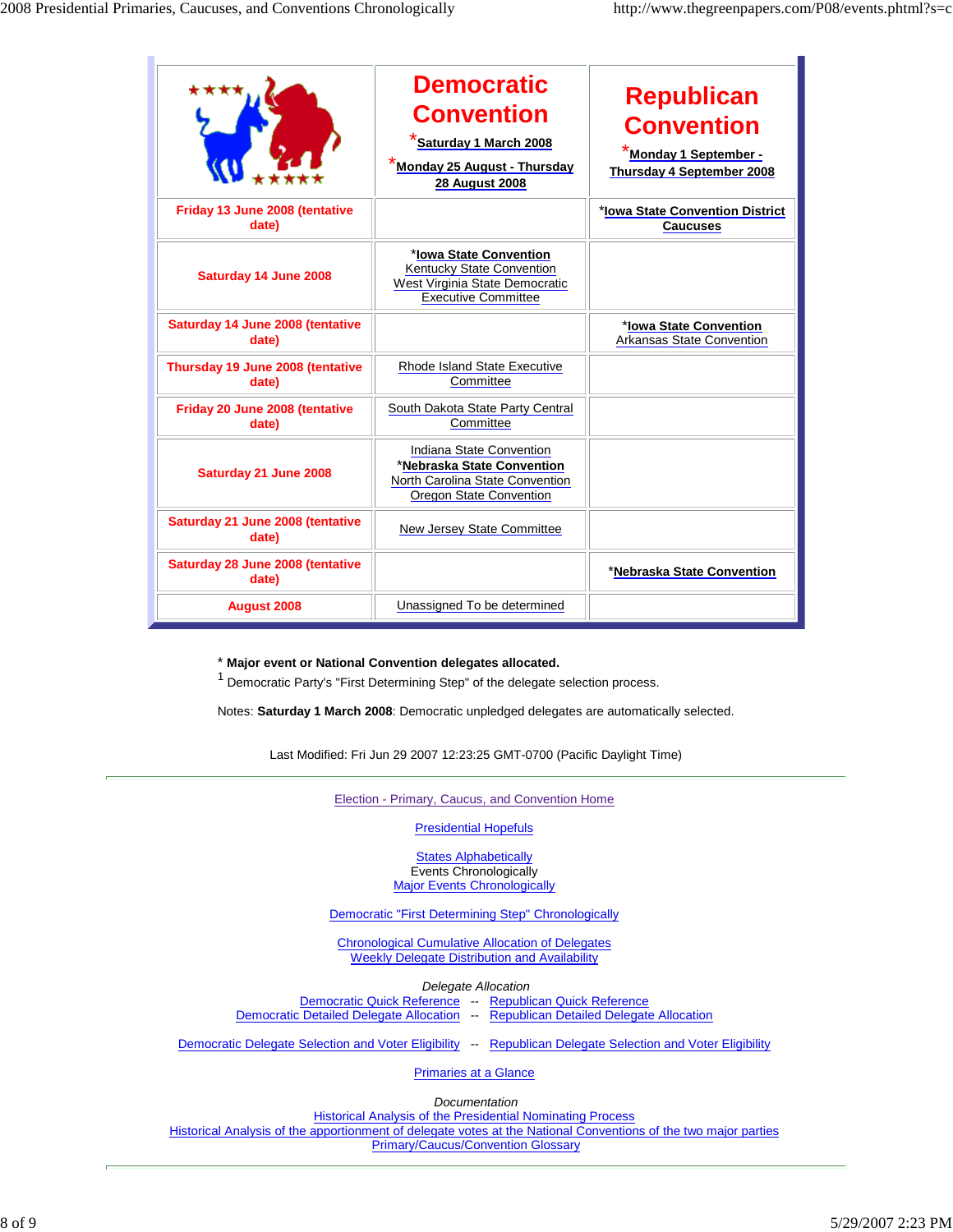| | **Democratic Convention** *Saturday 1 March 2008 *Monday 25 August - Thursday 28 August 2008 | **Republican Convention** *Monday 1 September - Thursday 4 September 2008 |
|---|---|---|
| **Friday 13 June 2008 (tentative date)** | | ***Iowa State Convention District Caucuses** |
| **Saturday 14 June 2008** | ***Iowa State Convention** Kentucky State Convention West Virginia State Democratic Executive Committee | |
| **Saturday 14 June 2008 (tentative date)** | | ***Iowa State Convention** Arkansas State Convention |
| **Thursday 19 June 2008 (tentative date)** | Rhode Island State Executive Committee | |
| **Friday 20 June 2008 (tentative date)** | South Dakota State Party Central Committee | |
| **Saturday 21 June 2008** | Indiana State Convention ***Nebraska State Convention** North Carolina State Convention Oregon State Convention | |
| **Saturday 21 June 2008 (tentative date)** | New Jersey State Committee | |
| **Saturday 28 June 2008 (tentative date)** | | ***Nebraska State Convention** |
| **August 2008** | Unassigned To be determined | |

\* **Major event or National Convention delegates allocated.**

[1] Democratic Party's "First Determining Step" of the delegate selection process.

Notes: **Saturday 1 March 2008**: Democratic unpledged delegates are automatically selected.

Last Modified: Fri Jun 29 2007 12:23:25 GMT-0700 (Pacific Daylight Time)

---

Election - Primary, Caucus, and Convention Home

Presidential Hopefuls

States Alphabetically
Events Chronologically
Major Events Chronologically

Democratic "First Determining Step" Chronologically

Chronological Cumulative Allocation of Delegates
Weekly Delegate Distribution and Availability

*Delegate Allocation*
Democratic Quick Reference -- Republican Quick Reference
Democratic Detailed Delegate Allocation -- Republican Detailed Delegate Allocation

Democratic Delegate Selection and Voter Eligibility -- Republican Delegate Selection and Voter Eligibility

Primaries at a Glance

*Documentation*
Historical Analysis of the Presidential Nominating Process
Historical Analysis of the apportionment of delegate votes at the National Conventions of the two major parties
Primary/Caucus/Convention Glossary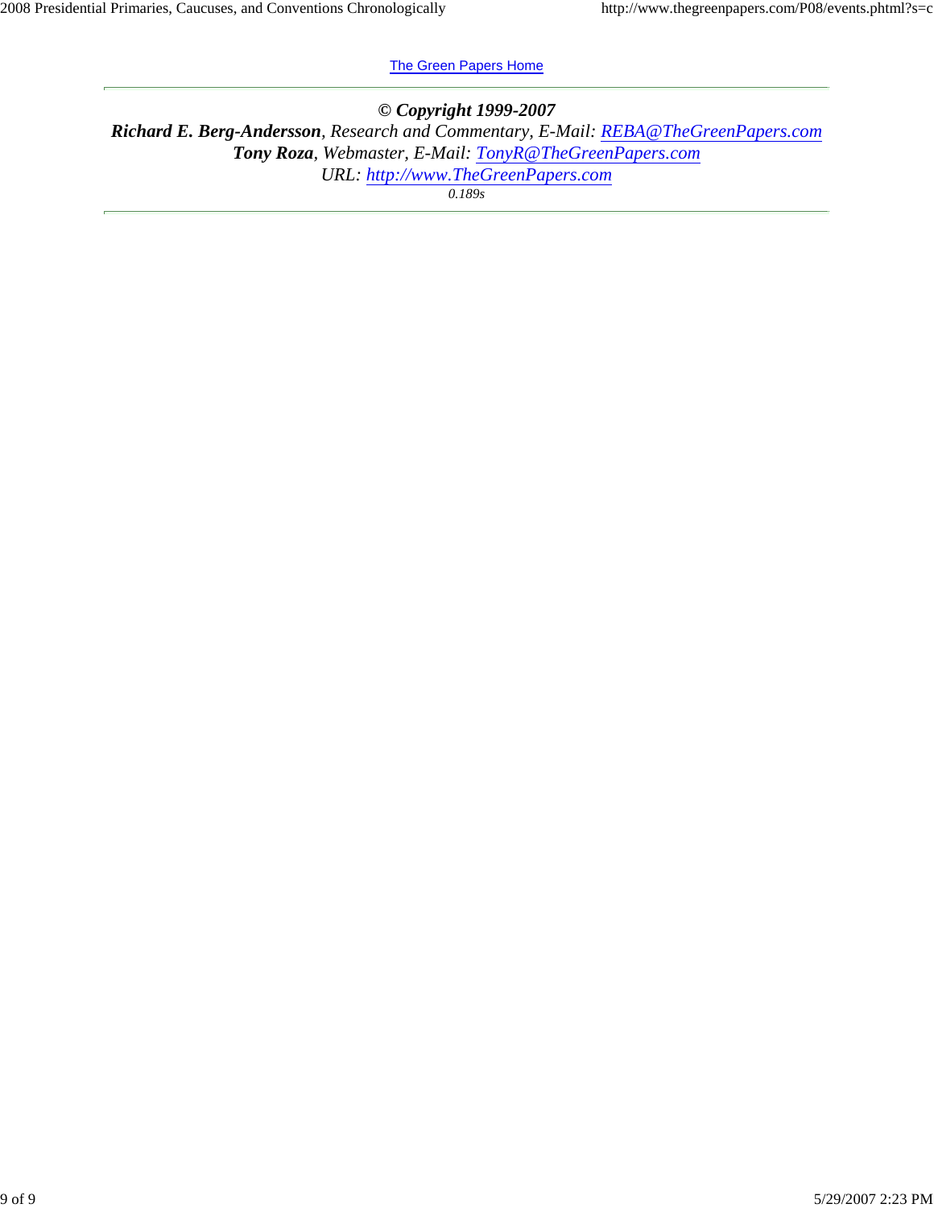The Green Papers Home

---

***© Copyright 1999-2007***
***Richard E. Berg-Andersson****, Research and Commentary, E-Mail: REBA@TheGreenPapers.com*
***Tony Roza****, Webmaster, E-Mail: TonyR@TheGreenPapers.com*
*URL: http://www.TheGreenPapers.com*
*0.189s*

---